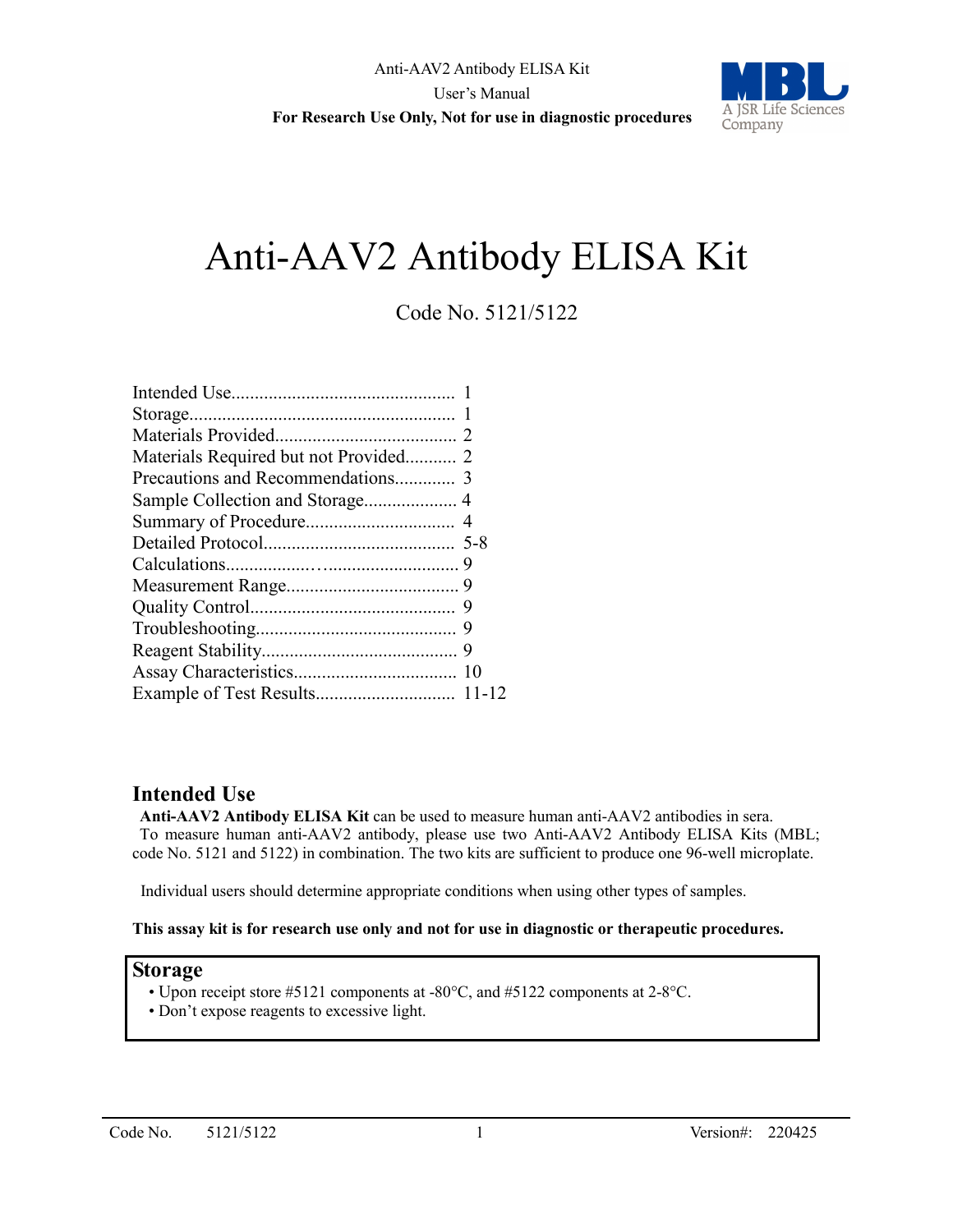# Anti-AAV2 Antibody ELISA Kit

Code No. 5121/5122

| | |
|---|---|
| Intended Use | 1 |
| Storage | 1 |
| Materials Provided | 2 |
| Materials Required but not Provided | 2 |
| Precautions and Recommendations | 3 |
| Sample Collection and Storage | 4 |
| Summary of Procedure | 4 |
| Detailed Protocol | 5-8 |
| Calculations | 9 |
| Measurement Range | 9 |
| Quality Control | 9 |
| Troubleshooting | 9 |
| Reagent Stability | 9 |
| Assay Characteristics | 10 |
| Example of Test Results | 11-12 |

## Intended Use

**Anti-AAV2 Antibody ELISA Kit** can be used to measure human anti-AAV2 antibodies in sera.
To measure human anti-AAV2 antibody, please use two Anti-AAV2 Antibody ELISA Kits (MBL; code No. 5121 and 5122) in combination. The two kits are sufficient to produce one 96-well microplate.

Individual users should determine appropriate conditions when using other types of samples.

**This assay kit is for research use only and not for use in diagnostic or therapeutic procedures.**

## Storage

- Upon receipt store #5121 components at -80°C, and #5122 components at 2-8°C.
- Don't expose reagents to excessive light.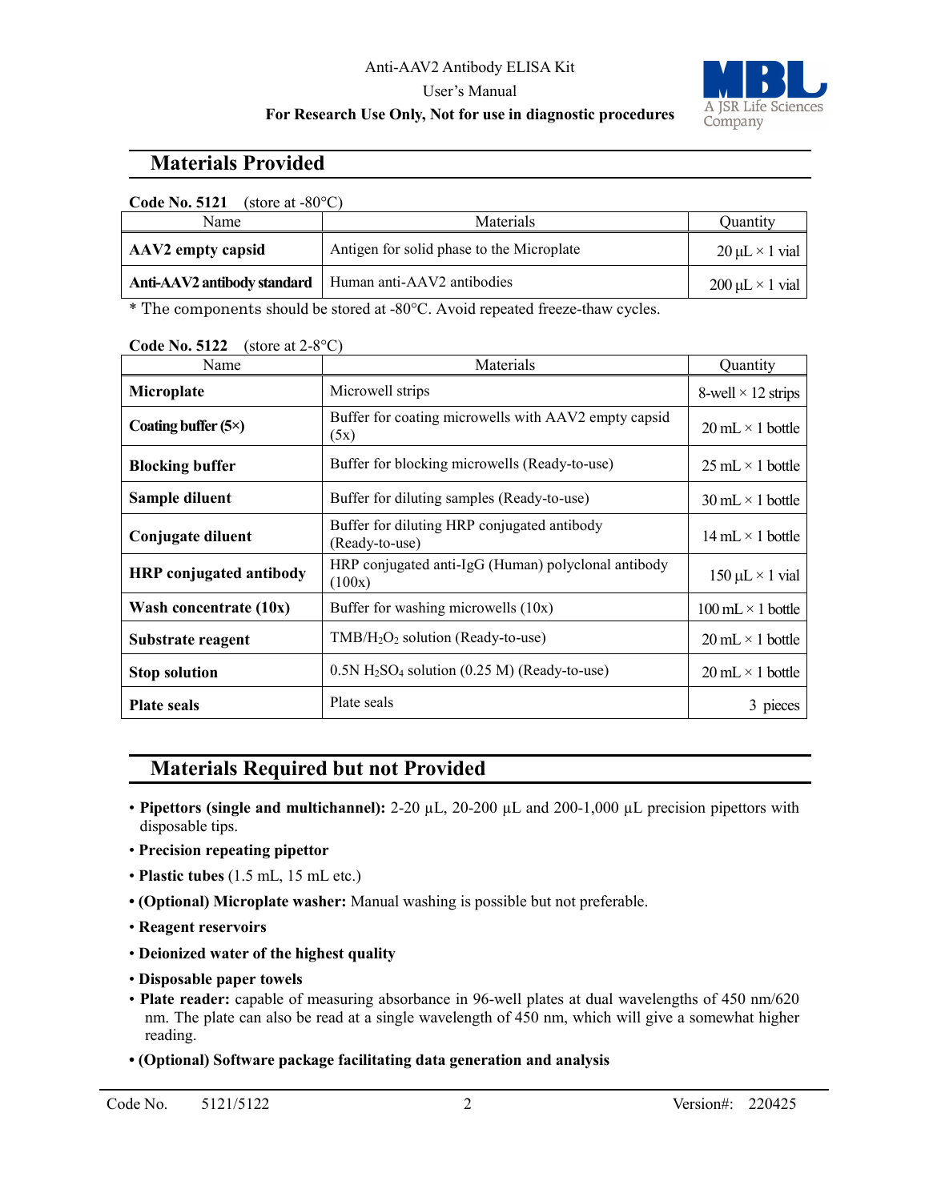## Materials Provided

**Code No. 5121** (store at -80°C)

| Name | Materials | Quantity |
|---|---|---|
| **AAV2 empty capsid** | Antigen for solid phase to the Microplate | 20 µL × 1 vial |
| **Anti-AAV2 antibody standard** | Human anti-AAV2 antibodies | 200 µL × 1 vial |

* The components should be stored at -80°C. Avoid repeated freeze-thaw cycles.

**Code No. 5122** (store at 2-8°C)

| Name | Materials | Quantity |
|---|---|---|
| **Microplate** | Microwell strips | 8-well × 12 strips |
| **Coating buffer (5×)** | Buffer for coating microwells with AAV2 empty capsid (5x) | 20 mL × 1 bottle |
| **Blocking buffer** | Buffer for blocking microwells (Ready-to-use) | 25 mL × 1 bottle |
| **Sample diluent** | Buffer for diluting samples (Ready-to-use) | 30 mL × 1 bottle |
| **Conjugate diluent** | Buffer for diluting HRP conjugated antibody (Ready-to-use) | 14 mL × 1 bottle |
| **HRP conjugated antibody** | HRP conjugated anti-IgG (Human) polyclonal antibody (100x) | 150 µL × 1 vial |
| **Wash concentrate (10x)** | Buffer for washing microwells (10x) | 100 mL × 1 bottle |
| **Substrate reagent** | TMB/$H_2O_2$ solution (Ready-to-use) | 20 mL × 1 bottle |
| **Stop solution** | 0.5N $H_2SO_4$ solution (0.25 M) (Ready-to-use) | 20 mL × 1 bottle |
| **Plate seals** | Plate seals | 3 pieces |

## Materials Required but not Provided

- **Pipettors (single and multichannel):** 2-20 µL, 20-200 µL and 200-1,000 µL precision pipettors with disposable tips.
- **Precision repeating pipettor**
- **Plastic tubes** (1.5 mL, 15 mL etc.)
- **(Optional) Microplate washer:** Manual washing is possible but not preferable.
- **Reagent reservoirs**
- **Deionized water of the highest quality**
- **Disposable paper towels**
- **Plate reader:** capable of measuring absorbance in 96-well plates at dual wavelengths of 450 nm/620 nm. The plate can also be read at a single wavelength of 450 nm, which will give a somewhat higher reading.
- **(Optional) Software package facilitating data generation and analysis**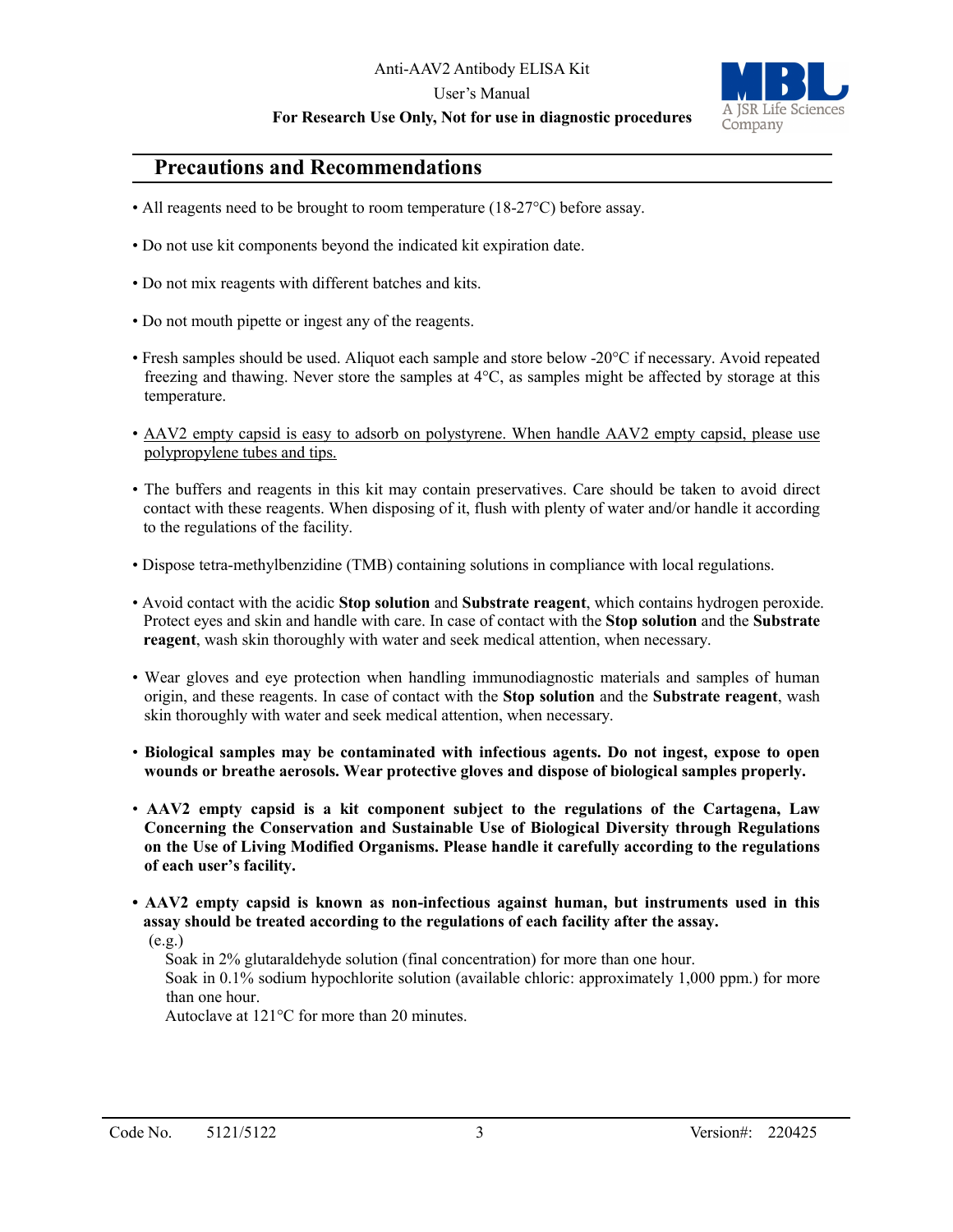## Precautions and Recommendations

- All reagents need to be brought to room temperature (18-27°C) before assay.
- Do not use kit components beyond the indicated kit expiration date.
- Do not mix reagents with different batches and kits.
- Do not mouth pipette or ingest any of the reagents.
- Fresh samples should be used. Aliquot each sample and store below -20°C if necessary. Avoid repeated freezing and thawing. Never store the samples at 4°C, as samples might be affected by storage at this temperature.
- <u>AAV2 empty capsid is easy to adsorb on polystyrene. When handle AAV2 empty capsid, please use polypropylene tubes and tips.</u>
- The buffers and reagents in this kit may contain preservatives. Care should be taken to avoid direct contact with these reagents. When disposing of it, flush with plenty of water and/or handle it according to the regulations of the facility.
- Dispose tetra-methylbenzidine (TMB) containing solutions in compliance with local regulations.
- Avoid contact with the acidic **Stop solution** and **Substrate reagent**, which contains hydrogen peroxide. Protect eyes and skin and handle with care. In case of contact with the **Stop solution** and the **Substrate reagent**, wash skin thoroughly with water and seek medical attention, when necessary.
- Wear gloves and eye protection when handling immunodiagnostic materials and samples of human origin, and these reagents. In case of contact with the **Stop solution** and the **Substrate reagent**, wash skin thoroughly with water and seek medical attention, when necessary.
- **Biological samples may be contaminated with infectious agents. Do not ingest, expose to open wounds or breathe aerosols. Wear protective gloves and dispose of biological samples properly.**
- **AAV2 empty capsid is a kit component subject to the regulations of the Cartagena, Law Concerning the Conservation and Sustainable Use of Biological Diversity through Regulations on the Use of Living Modified Organisms. Please handle it carefully according to the regulations of each user's facility.**
- **AAV2 empty capsid is known as non-infectious against human, but instruments used in this assay should be treated according to the regulations of each facility after the assay.**

  (e.g.)

  Soak in 2% glutaraldehyde solution (final concentration) for more than one hour.

  Soak in 0.1% sodium hypochlorite solution (available chloric: approximately 1,000 ppm.) for more than one hour.

  Autoclave at 121°C for more than 20 minutes.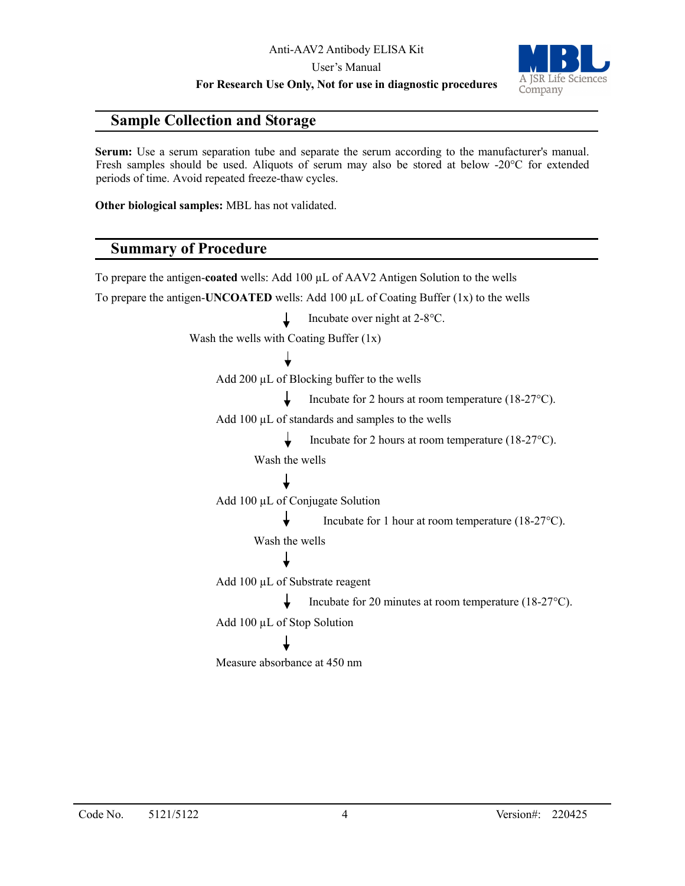## Sample Collection and Storage

**Serum:** Use a serum separation tube and separate the serum according to the manufacturer's manual. Fresh samples should be used. Aliquots of serum may also be stored at below -20°C for extended periods of time. Avoid repeated freeze-thaw cycles.

**Other biological samples:** MBL has not validated.

## Summary of Procedure

To prepare the antigen-**coated** wells: Add 100 µL of AAV2 Antigen Solution to the wells

To prepare the antigen-**UNCOATED** wells: Add 100 µL of Coating Buffer (1x) to the wells

↓ Incubate over night at 2-8°C.

Wash the wells with Coating Buffer (1x)

↓

Add 200 µL of Blocking buffer to the wells

↓ Incubate for 2 hours at room temperature (18-27°C).

Add 100 µL of standards and samples to the wells

↓ Incubate for 2 hours at room temperature (18-27°C).

Wash the wells

↓

Add 100 µL of Conjugate Solution

↓ Incubate for 1 hour at room temperature (18-27°C).

Wash the wells

↓

Add 100 µL of Substrate reagent

↓ Incubate for 20 minutes at room temperature (18-27°C).

Add 100 µL of Stop Solution

↓

Measure absorbance at 450 nm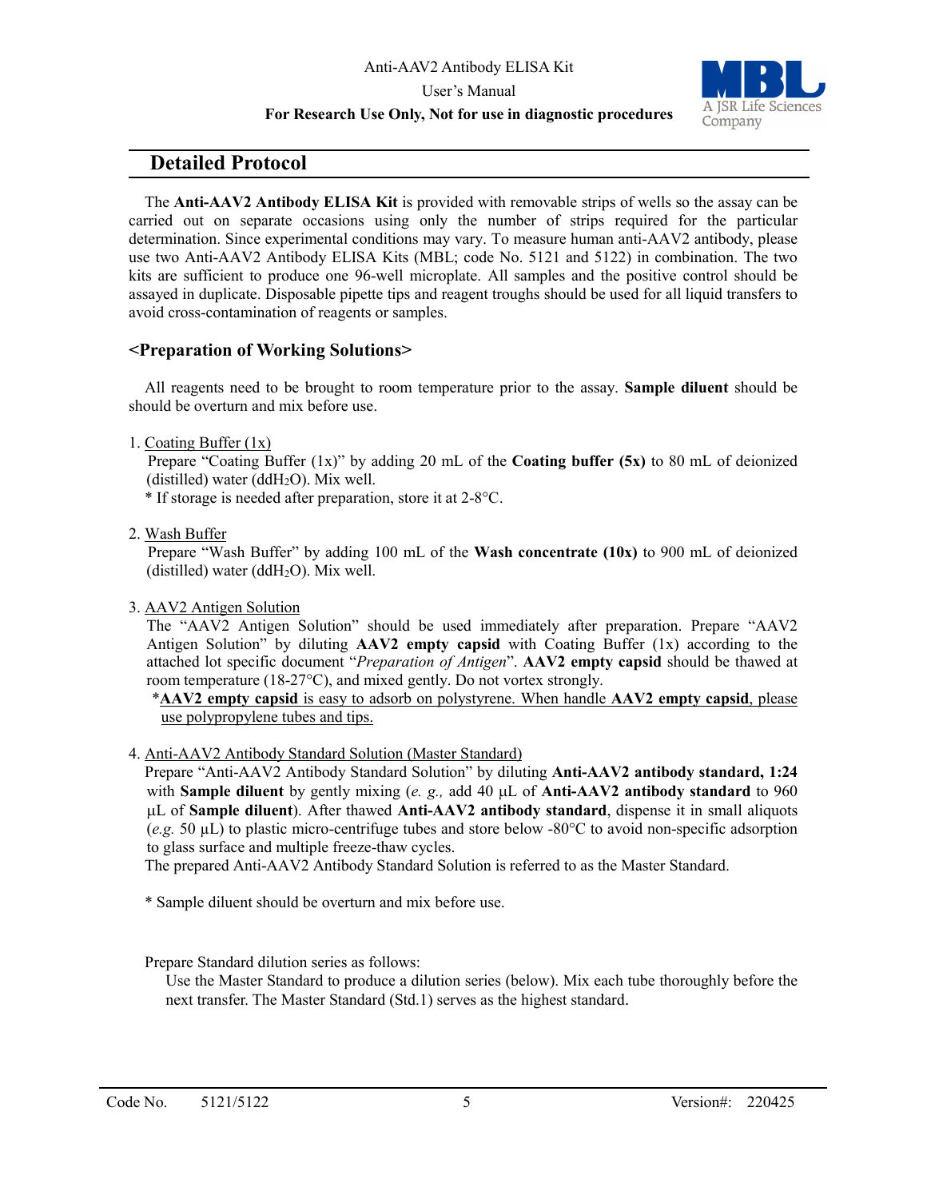## Detailed Protocol

The **Anti-AAV2 Antibody ELISA Kit** is provided with removable strips of wells so the assay can be carried out on separate occasions using only the number of strips required for the particular determination. Since experimental conditions may vary. To measure human anti-AAV2 antibody, please use two Anti-AAV2 Antibody ELISA Kits (MBL; code No. 5121 and 5122) in combination. The two kits are sufficient to produce one 96-well microplate. All samples and the positive control should be assayed in duplicate. Disposable pipette tips and reagent troughs should be used for all liquid transfers to avoid cross-contamination of reagents or samples.

### <Preparation of Working Solutions>

All reagents need to be brought to room temperature prior to the assay. **Sample diluent** should be should be overturn and mix before use.

1. Coating Buffer (1x)
   Prepare "Coating Buffer (1x)" by adding 20 mL of the **Coating buffer (5x)** to 80 mL of deionized (distilled) water ($ddH_2O$). Mix well.
   * If storage is needed after preparation, store it at 2-8°C.

2. Wash Buffer
   Prepare "Wash Buffer" by adding 100 mL of the **Wash concentrate (10x)** to 900 mL of deionized (distilled) water ($ddH_2O$). Mix well.

3. AAV2 Antigen Solution
   The "AAV2 Antigen Solution" should be used immediately after preparation. Prepare "AAV2 Antigen Solution" by diluting **AAV2 empty capsid** with Coating Buffer (1x) according to the attached lot specific document "*Preparation of Antigen*". **AAV2 empty capsid** should be thawed at room temperature (18-27°C), and mixed gently. Do not vortex strongly.
   *<u>**AAV2 empty capsid** is easy to adsorb on polystyrene. When handle **AAV2 empty capsid**, please use polypropylene tubes and tips.</u>

4. Anti-AAV2 Antibody Standard Solution (Master Standard)
   Prepare "Anti-AAV2 Antibody Standard Solution" by diluting **Anti-AAV2 antibody standard, 1:24** with **Sample diluent** by gently mixing (*e. g.,* add 40 µL of **Anti-AAV2 antibody standard** to 960 µL of **Sample diluent**). After thawed **Anti-AAV2 antibody standard**, dispense it in small aliquots (*e.g.* 50 µL) to plastic micro-centrifuge tubes and store below -80°C to avoid non-specific adsorption to glass surface and multiple freeze-thaw cycles.
   The prepared Anti-AAV2 Antibody Standard Solution is referred to as the Master Standard.

   * Sample diluent should be overturn and mix before use.

   Prepare Standard dilution series as follows:
   Use the Master Standard to produce a dilution series (below). Mix each tube thoroughly before the next transfer. The Master Standard (Std.1) serves as the highest standard.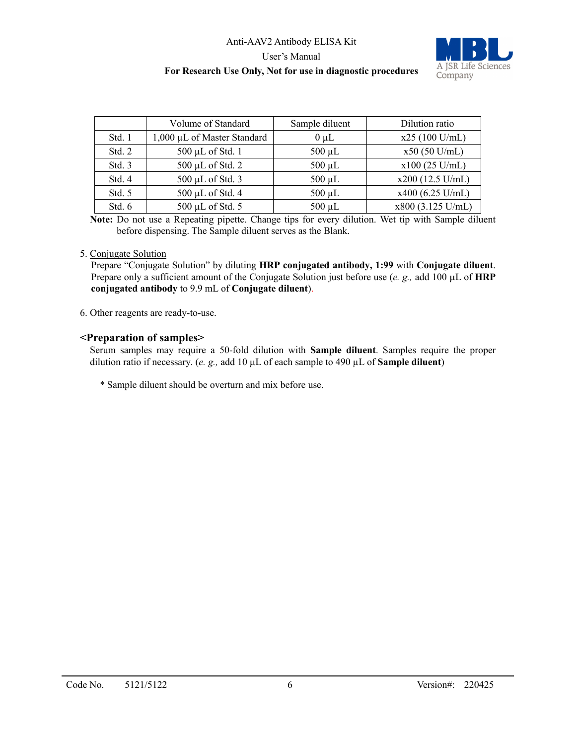|  | Volume of Standard | Sample diluent | Dilution ratio |
|---|---|---|---|
| Std. 1 | 1,000 µL of Master Standard | 0 µL | x25 (100 U/mL) |
| Std. 2 | 500 µL of Std. 1 | 500 µL | x50 (50 U/mL) |
| Std. 3 | 500 µL of Std. 2 | 500 µL | x100 (25 U/mL) |
| Std. 4 | 500 µL of Std. 3 | 500 µL | x200 (12.5 U/mL) |
| Std. 5 | 500 µL of Std. 4 | 500 µL | x400 (6.25 U/mL) |
| Std. 6 | 500 µL of Std. 5 | 500 µL | x800 (3.125 U/mL) |

**Note:** Do not use a Repeating pipette. Change tips for every dilution. Wet tip with Sample diluent before dispensing. The Sample diluent serves as the Blank.

5. Conjugate Solution
   Prepare "Conjugate Solution" by diluting **HRP conjugated antibody, 1:99** with **Conjugate diluent**. Prepare only a sufficient amount of the Conjugate Solution just before use (*e. g.,* add 100 µL of **HRP conjugated antibody** to 9.9 mL of **Conjugate diluent**).

6. Other reagents are ready-to-use.

### <Preparation of samples>

Serum samples may require a 50-fold dilution with **Sample diluent**. Samples require the proper dilution ratio if necessary. (*e. g.,* add 10 µL of each sample to 490 µL of **Sample diluent**)

\* Sample diluent should be overturn and mix before use.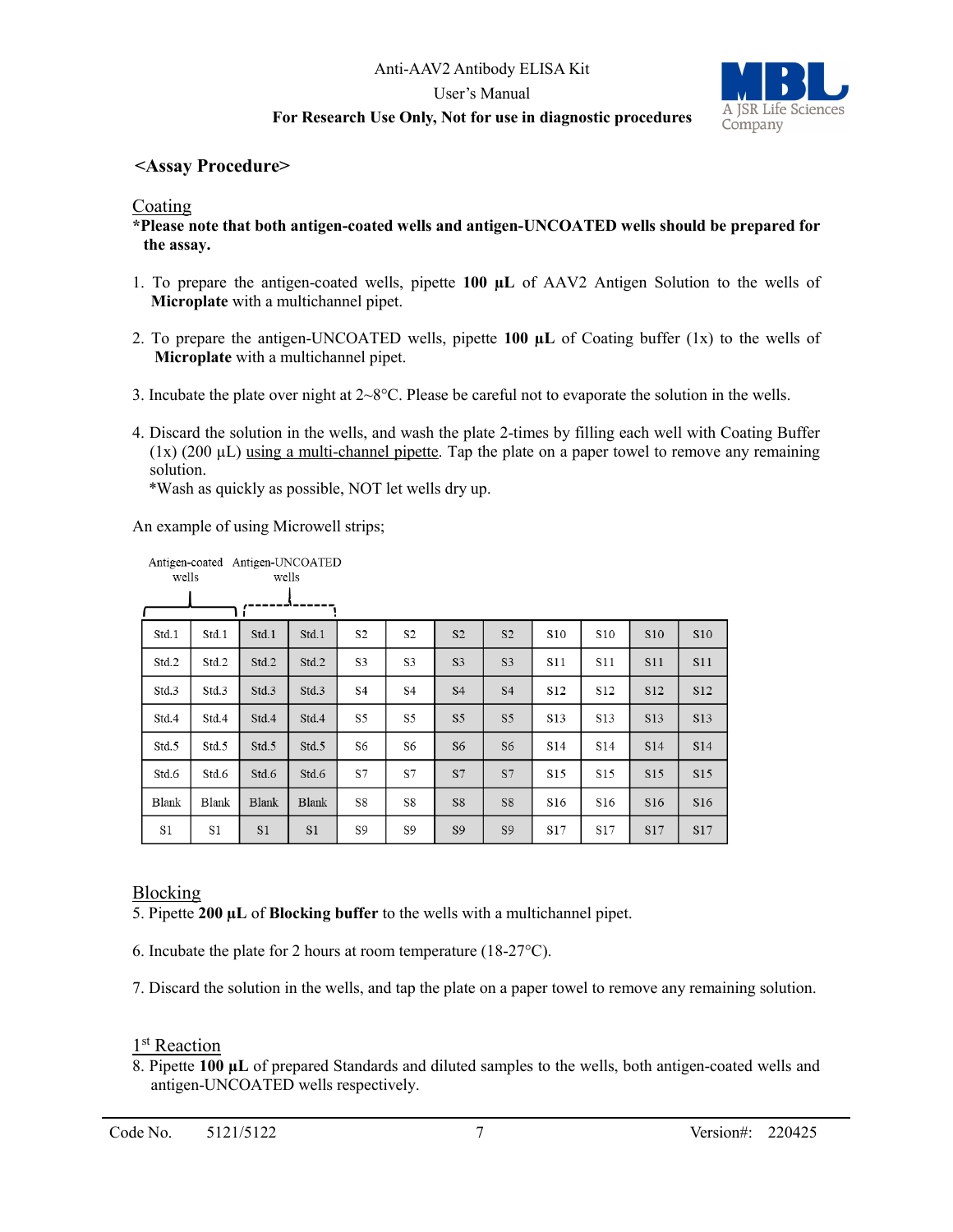## <Assay Procedure>

### Coating

**\*Please note that both antigen-coated wells and antigen-UNCOATED wells should be prepared for the assay.**

1. To prepare the antigen-coated wells, pipette **100 µL** of AAV2 Antigen Solution to the wells of **Microplate** with a multichannel pipet.

2. To prepare the antigen-UNCOATED wells, pipette **100 µL** of Coating buffer (1x) to the wells of **Microplate** with a multichannel pipet.

3. Incubate the plate over night at 2~8°C. Please be careful not to evaporate the solution in the wells.

4. Discard the solution in the wells, and wash the plate 2-times by filling each well with Coating Buffer (1x) (200 µL) using a multi-channel pipette. Tap the plate on a paper towel to remove any remaining solution.
   *Wash as quickly as possible, NOT let wells dry up.

An example of using Microwell strips;

Antigen-coated wells (columns 1–2) / Antigen-UNCOATED wells (columns 3–4)

| Std.1 | Std.1 | Std.1 | Std.1 | S2 | S2 | S2 | S2 | S10 | S10 | S10 | S10 |
|---|---|---|---|---|---|---|---|---|---|---|---|
| Std.2 | Std.2 | Std.2 | Std.2 | S3 | S3 | S3 | S3 | S11 | S11 | S11 | S11 |
| Std.3 | Std.3 | Std.3 | Std.3 | S4 | S4 | S4 | S4 | S12 | S12 | S12 | S12 |
| Std.4 | Std.4 | Std.4 | Std.4 | S5 | S5 | S5 | S5 | S13 | S13 | S13 | S13 |
| Std.5 | Std.5 | Std.5 | Std.5 | S6 | S6 | S6 | S6 | S14 | S14 | S14 | S14 |
| Std.6 | Std.6 | Std.6 | Std.6 | S7 | S7 | S7 | S7 | S15 | S15 | S15 | S15 |
| Blank | Blank | Blank | Blank | S8 | S8 | S8 | S8 | S16 | S16 | S16 | S16 |
| S1 | S1 | S1 | S1 | S9 | S9 | S9 | S9 | S17 | S17 | S17 | S17 |

### Blocking

5. Pipette **200 µL** of **Blocking buffer** to the wells with a multichannel pipet.

6. Incubate the plate for 2 hours at room temperature (18-27°C).

7. Discard the solution in the wells, and tap the plate on a paper towel to remove any remaining solution.

### 1st Reaction

8. Pipette **100 µL** of prepared Standards and diluted samples to the wells, both antigen-coated wells and antigen-UNCOATED wells respectively.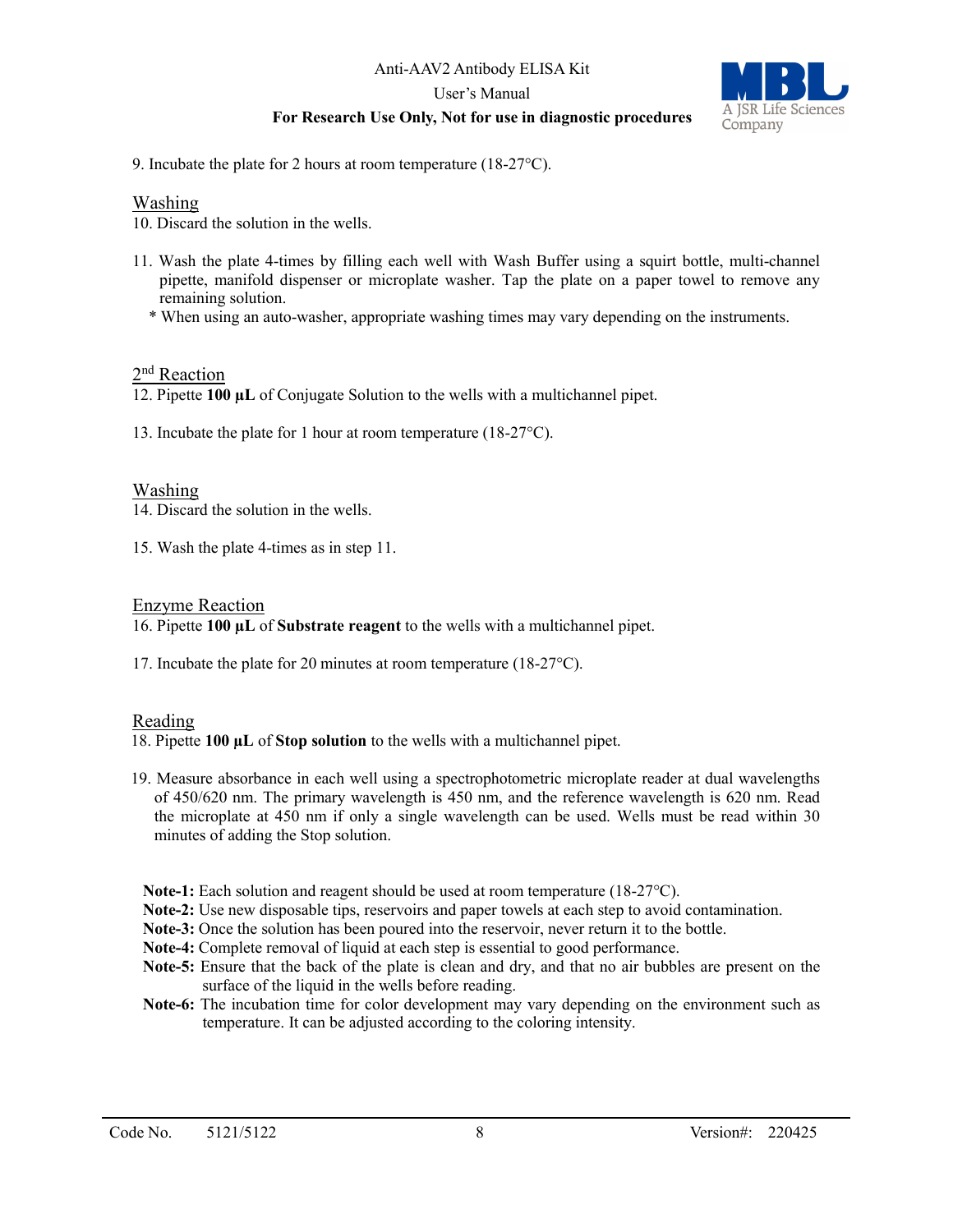9. Incubate the plate for 2 hours at room temperature (18-27°C).

### Washing

10. Discard the solution in the wells.

11. Wash the plate 4-times by filling each well with Wash Buffer using a squirt bottle, multi-channel pipette, manifold dispenser or microplate washer. Tap the plate on a paper towel to remove any remaining solution.
   * When using an auto-washer, appropriate washing times may vary depending on the instruments.

### 2nd Reaction

12. Pipette **100 µL** of Conjugate Solution to the wells with a multichannel pipet.

13. Incubate the plate for 1 hour at room temperature (18-27°C).

### Washing

14. Discard the solution in the wells.

15. Wash the plate 4-times as in step 11.

### Enzyme Reaction

16. Pipette **100 µL** of **Substrate reagent** to the wells with a multichannel pipet.

17. Incubate the plate for 20 minutes at room temperature (18-27°C).

### Reading

18. Pipette **100 µL** of **Stop solution** to the wells with a multichannel pipet.

19. Measure absorbance in each well using a spectrophotometric microplate reader at dual wavelengths of 450/620 nm. The primary wavelength is 450 nm, and the reference wavelength is 620 nm. Read the microplate at 450 nm if only a single wavelength can be used. Wells must be read within 30 minutes of adding the Stop solution.

**Note-1:** Each solution and reagent should be used at room temperature (18-27°C).
**Note-2:** Use new disposable tips, reservoirs and paper towels at each step to avoid contamination.
**Note-3:** Once the solution has been poured into the reservoir, never return it to the bottle.
**Note-4:** Complete removal of liquid at each step is essential to good performance.
**Note-5:** Ensure that the back of the plate is clean and dry, and that no air bubbles are present on the surface of the liquid in the wells before reading.
**Note-6:** The incubation time for color development may vary depending on the environment such as temperature. It can be adjusted according to the coloring intensity.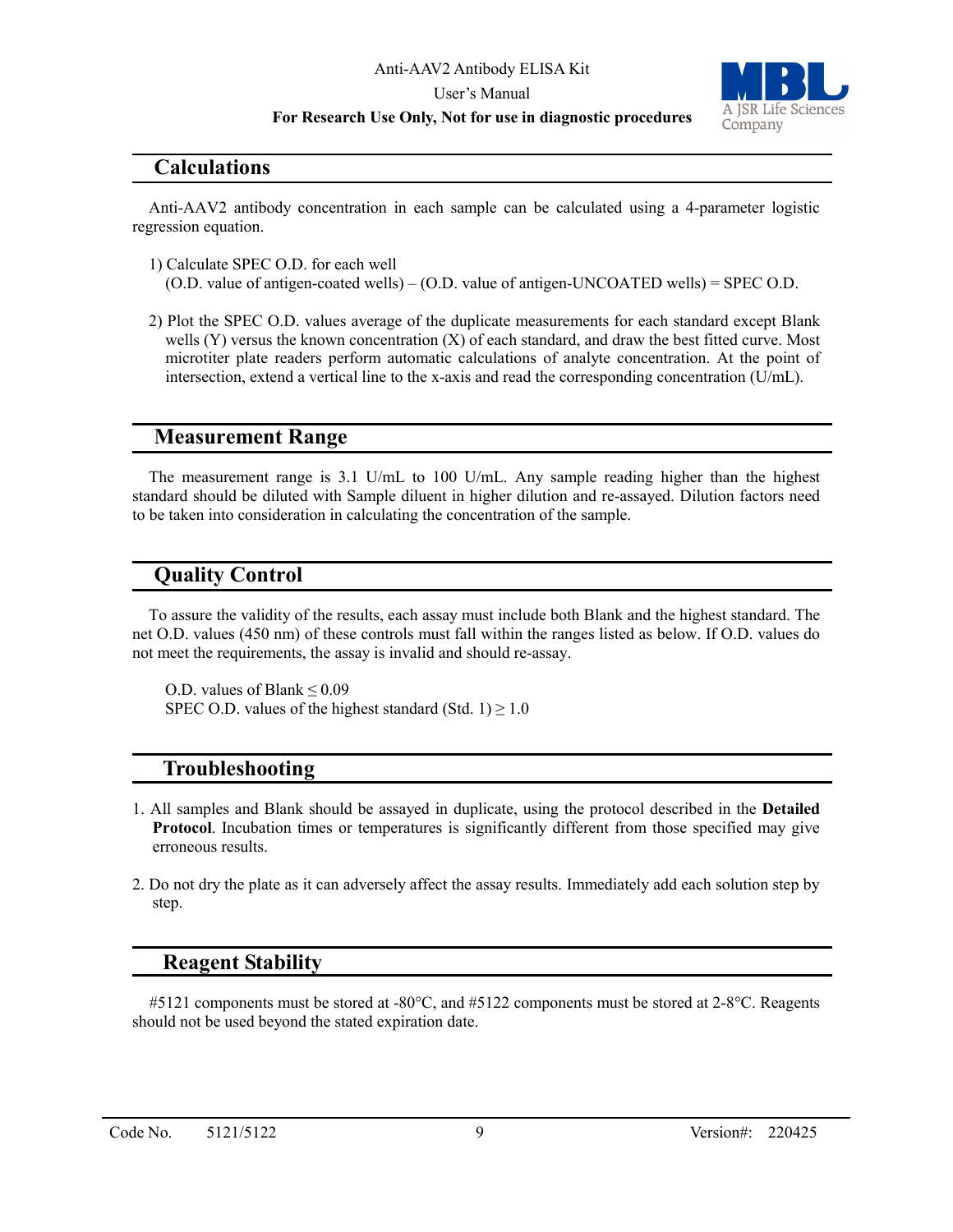## Calculations

Anti-AAV2 antibody concentration in each sample can be calculated using a 4-parameter logistic regression equation.

1) Calculate SPEC O.D. for each well
   (O.D. value of antigen-coated wells) – (O.D. value of antigen-UNCOATED wells) = SPEC O.D.

2) Plot the SPEC O.D. values average of the duplicate measurements for each standard except Blank wells (Y) versus the known concentration (X) of each standard, and draw the best fitted curve. Most microtiter plate readers perform automatic calculations of analyte concentration. At the point of intersection, extend a vertical line to the x-axis and read the corresponding concentration (U/mL).

## Measurement Range

The measurement range is 3.1 U/mL to 100 U/mL. Any sample reading higher than the highest standard should be diluted with Sample diluent in higher dilution and re-assayed. Dilution factors need to be taken into consideration in calculating the concentration of the sample.

## Quality Control

To assure the validity of the results, each assay must include both Blank and the highest standard. The net O.D. values (450 nm) of these controls must fall within the ranges listed as below. If O.D. values do not meet the requirements, the assay is invalid and should re-assay.

O.D. values of Blank $\leq$ 0.09
SPEC O.D. values of the highest standard (Std. 1) $\geq$ 1.0

## Troubleshooting

1. All samples and Blank should be assayed in duplicate, using the protocol described in the **Detailed Protocol**. Incubation times or temperatures is significantly different from those specified may give erroneous results.

2. Do not dry the plate as it can adversely affect the assay results. Immediately add each solution step by step.

## Reagent Stability

#5121 components must be stored at -80°C, and #5122 components must be stored at 2-8°C. Reagents should not be used beyond the stated expiration date.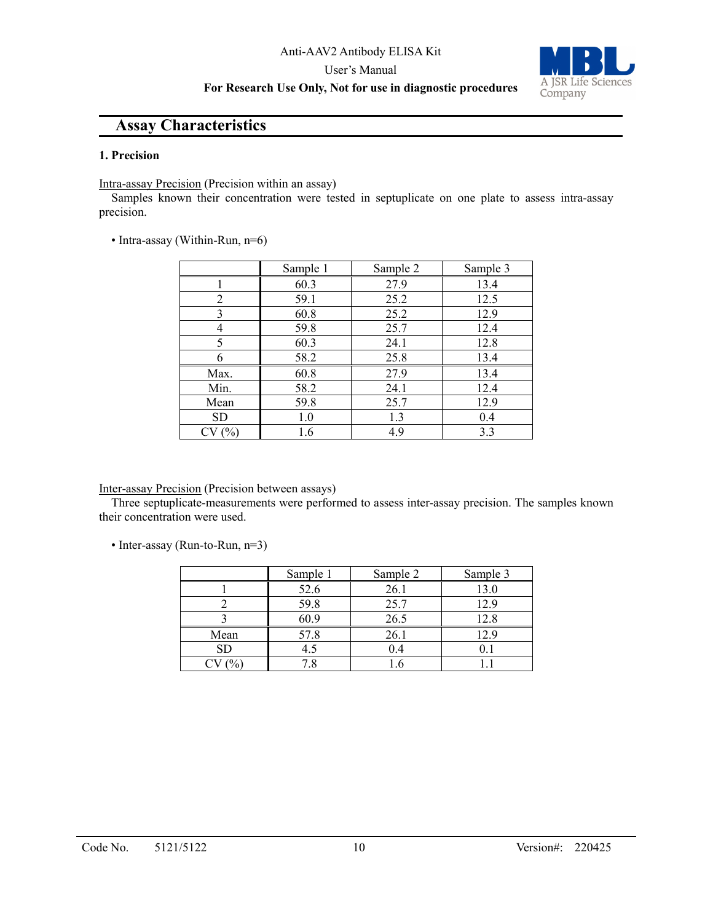## Assay Characteristics

### 1. Precision

Intra-assay Precision (Precision within an assay)

Samples known their concentration were tested in septuplicate on one plate to assess intra-assay precision.

• Intra-assay (Within-Run, n=6)

| | Sample 1 | Sample 2 | Sample 3 |
|---|---|---|---|
| 1 | 60.3 | 27.9 | 13.4 |
| 2 | 59.1 | 25.2 | 12.5 |
| 3 | 60.8 | 25.2 | 12.9 |
| 4 | 59.8 | 25.7 | 12.4 |
| 5 | 60.3 | 24.1 | 12.8 |
| 6 | 58.2 | 25.8 | 13.4 |
| Max. | 60.8 | 27.9 | 13.4 |
| Min. | 58.2 | 24.1 | 12.4 |
| Mean | 59.8 | 25.7 | 12.9 |
| SD | 1.0 | 1.3 | 0.4 |
| CV (%) | 1.6 | 4.9 | 3.3 |

Inter-assay Precision (Precision between assays)

Three septuplicate-measurements were performed to assess inter-assay precision. The samples known their concentration were used.

• Inter-assay (Run-to-Run, n=3)

| | Sample 1 | Sample 2 | Sample 3 |
|---|---|---|---|
| 1 | 52.6 | 26.1 | 13.0 |
| 2 | 59.8 | 25.7 | 12.9 |
| 3 | 60.9 | 26.5 | 12.8 |
| Mean | 57.8 | 26.1 | 12.9 |
| SD | 4.5 | 0.4 | 0.1 |
| CV (%) | 7.8 | 1.6 | 1.1 |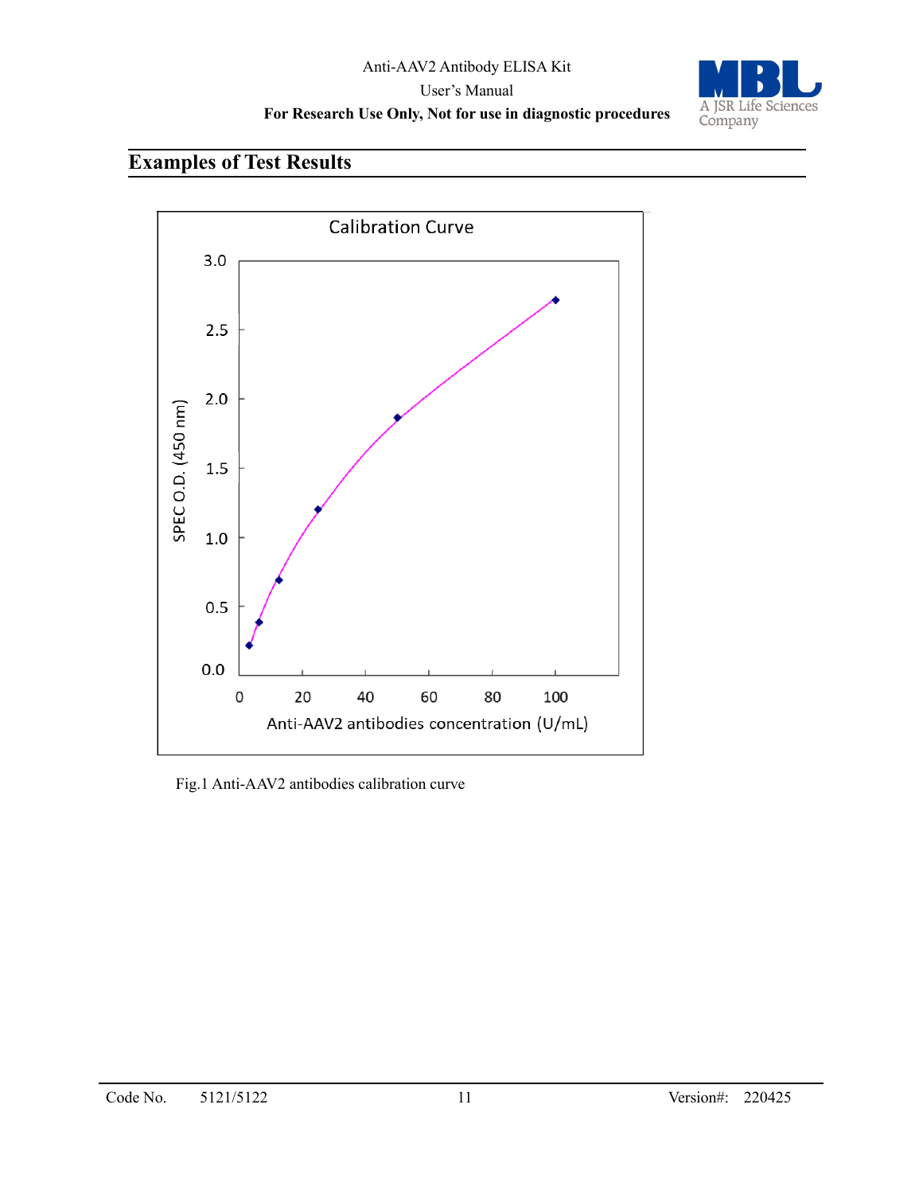## Examples of Test Results

Calibration Curve

SPEC O.D. (450 nm)

Anti-AAV2 antibodies concentration (U/mL)

Fig.1 Anti-AAV2 antibodies calibration curve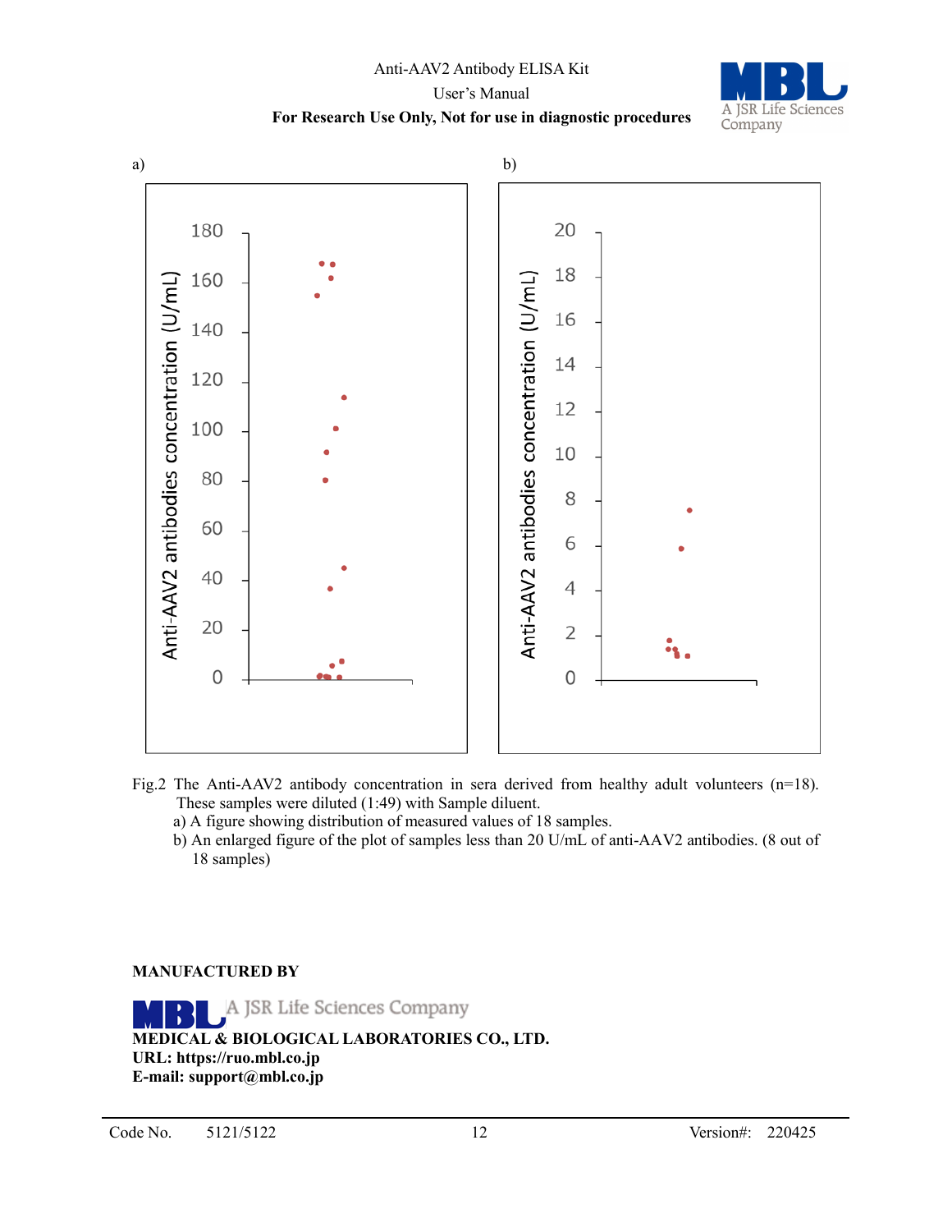a) 

b) 

Fig.2 The Anti-AAV2 antibody concentration in sera derived from healthy adult volunteers (n=18). These samples were diluted (1:49) with Sample diluent.

a) A figure showing distribution of measured values of 18 samples.

b) An enlarged figure of the plot of samples less than 20 U/mL of anti-AAV2 antibodies. (8 out of 18 samples)

**MANUFACTURED BY**

A JSR Life Sciences Company

**MEDICAL & BIOLOGICAL LABORATORIES CO., LTD.**
**URL: https://ruo.mbl.co.jp**
**E-mail: support@mbl.co.jp**

Code No. 5121/5122 Version#: 220425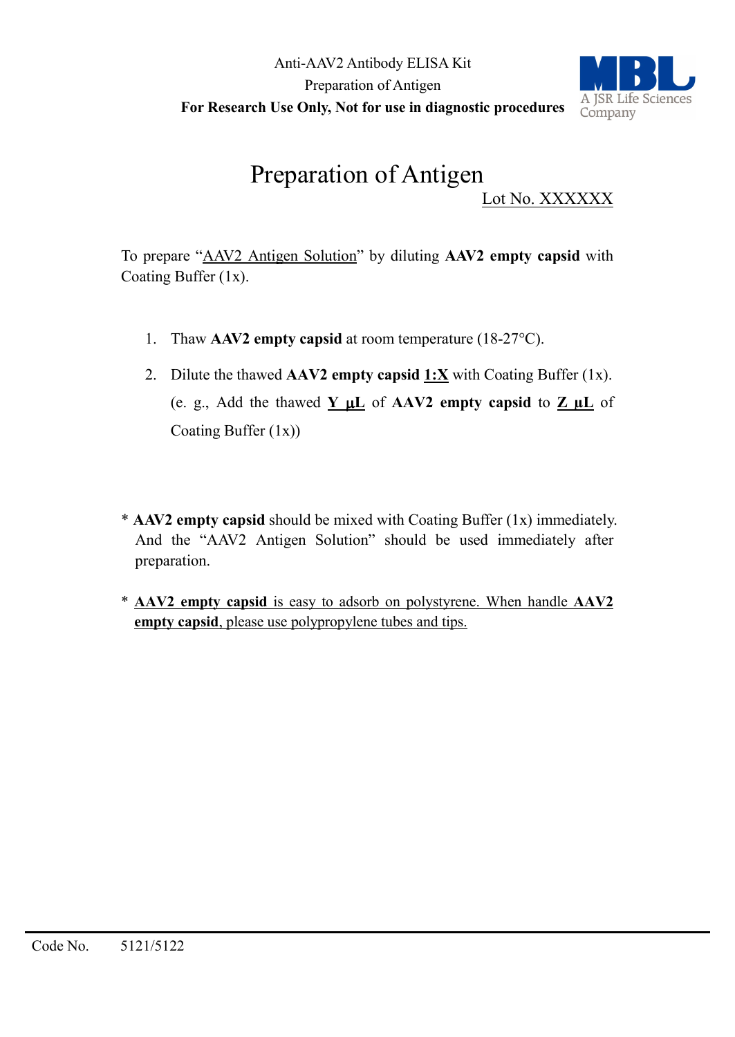# Preparation of Antigen

Lot No. XXXXXX

To prepare "AAV2 Antigen Solution" by diluting **AAV2 empty capsid** with Coating Buffer (1x).

1. Thaw **AAV2 empty capsid** at room temperature (18-27°C).
2. Dilute the thawed **AAV2 empty capsid** **1:X** with Coating Buffer (1x). (e. g., Add the thawed **Y μL** of **AAV2 empty capsid** to **Z μL** of Coating Buffer (1x))

* **AAV2 empty capsid** should be mixed with Coating Buffer (1x) immediately. And the "AAV2 Antigen Solution" should be used immediately after preparation.

* **AAV2 empty capsid** is easy to adsorb on polystyrene. When handle **AAV2 empty capsid**, please use polypropylene tubes and tips.

Code No. 5121/5122